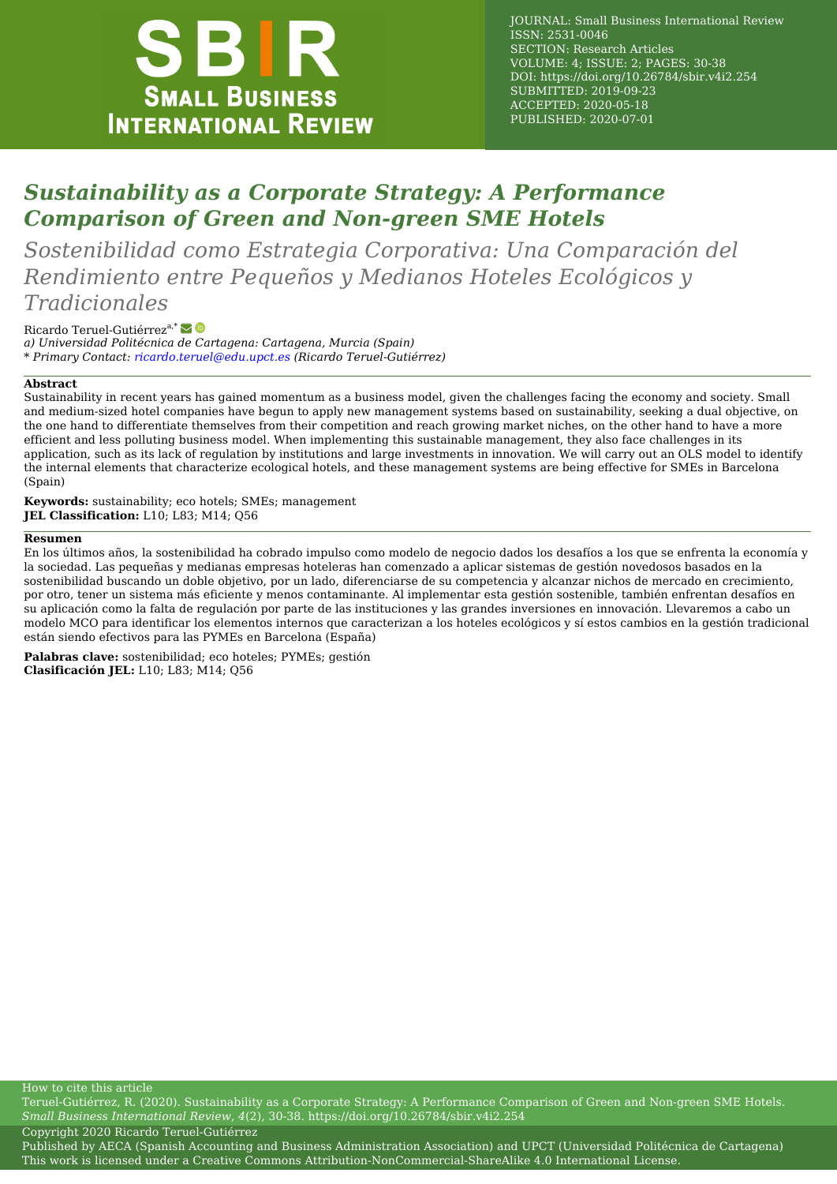# Sustainability as a Corporate Strategy: A Performance Comparison of Green and Non-green SME Hotels

## *Sostenibilidad como Estrategia Corporativa: Una Comparación del Rendimiento entre Pequeños y Medianos Hoteles Ecológicos y Tradicionales*

Ricardo Teruel-Gutiérrez[a,*]

*a) Universidad Politécnica de Cartagena: Cartagena, Murcia (Spain)*

*\* Primary Contact: ricardo.teruel@edu.upct.es (Ricardo Teruel-Gutiérrez)*

**Abstract**

Sustainability in recent years has gained momentum as a business model, given the challenges facing the economy and society. Small and medium-sized hotel companies have begun to apply new management systems based on sustainability, seeking a dual objective, on the one hand to differentiate themselves from their competition and reach growing market niches, on the other hand to have a more efficient and less polluting business model. When implementing this sustainable management, they also face challenges in its application, such as its lack of regulation by institutions and large investments in innovation. We will carry out an OLS model to identify the internal elements that characterize ecological hotels, and these management systems are being effective for SMEs in Barcelona (Spain)

**Keywords:** sustainability; eco hotels; SMEs; management
**JEL Classification:** L10; L83; M14; Q56

**Resumen**

En los últimos años, la sostenibilidad ha cobrado impulso como modelo de negocio dados los desafíos a los que se enfrenta la economía y la sociedad. Las pequeñas y medianas empresas hoteleras han comenzado a aplicar sistemas de gestión novedosos basados en la sostenibilidad buscando un doble objetivo, por un lado, diferenciarse de su competencia y alcanzar nichos de mercado en crecimiento, por otro, tener un sistema más eficiente y menos contaminante. Al implementar esta gestión sostenible, también enfrentan desafíos en su aplicación como la falta de regulación por parte de las instituciones y las grandes inversiones en innovación. Llevaremos a cabo un modelo MCO para identificar los elementos internos que caracterizan a los hoteles ecológicos y sí estos cambios en la gestión tradicional están siendo efectivos para las PYMEs en Barcelona (España)

**Palabras clave:** sostenibilidad; eco hoteles; PYMEs; gestión
**Clasificación JEL:** L10; L83; M14; Q56

How to cite this article

Teruel-Gutiérrez, R. (2020). Sustainability as a Corporate Strategy: A Performance Comparison of Green and Non-green SME Hotels. *Small Business International Review*, *4*(2), 30-38. https://doi.org/10.26784/sbir.v4i2.254

Copyright 2020 Ricardo Teruel-Gutiérrez

Published by AECA (Spanish Accounting and Business Administration Association) and UPCT (Universidad Politécnica de Cartagena)

This work is licensed under a Creative Commons Attribution-NonCommercial-ShareAlike 4.0 International License.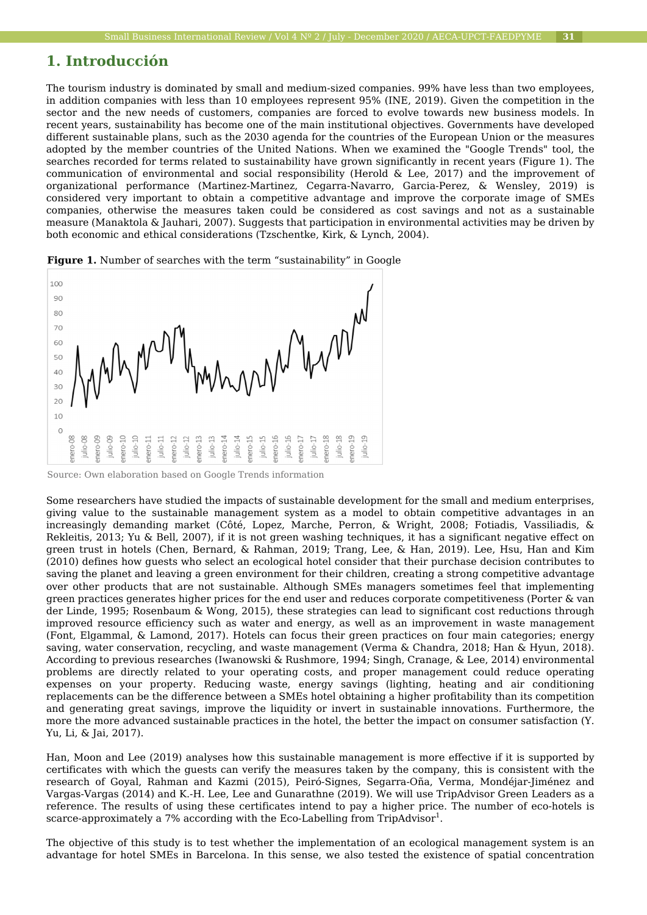# 1. Introducción

The tourism industry is dominated by small and medium-sized companies. 99% have less than two employees, in addition companies with less than 10 employees represent 95% (INE, 2019). Given the competition in the sector and the new needs of customers, companies are forced to evolve towards new business models. In recent years, sustainability has become one of the main institutional objectives. Governments have developed different sustainable plans, such as the 2030 agenda for the countries of the European Union or the measures adopted by the member countries of the United Nations. When we examined the "Google Trends" tool, the searches recorded for terms related to sustainability have grown significantly in recent years (Figure 1). The communication of environmental and social responsibility (Herold & Lee, 2017) and the improvement of organizational performance (Martinez-Martinez, Cegarra-Navarro, Garcia-Perez, & Wensley, 2019) is considered very important to obtain a competitive advantage and improve the corporate image of SMEs companies, otherwise the measures taken could be considered as cost savings and not as a sustainable measure (Manaktola & Jauhari, 2007). Suggests that participation in environmental activities may be driven by both economic and ethical considerations (Tzschentke, Kirk, & Lynch, 2004).

**Figure 1.** Number of searches with the term "sustainability" in Google

Source: Own elaboration based on Google Trends information

Some researchers have studied the impacts of sustainable development for the small and medium enterprises, giving value to the sustainable management system as a model to obtain competitive advantages in an increasingly demanding market (Côté, Lopez, Marche, Perron, & Wright, 2008; Fotiadis, Vassiliadis, & Rekleitis, 2013; Yu & Bell, 2007), if it is not green washing techniques, it has a significant negative effect on green trust in hotels (Chen, Bernard, & Rahman, 2019; Trang, Lee, & Han, 2019). Lee, Hsu, Han and Kim (2010) defines how guests who select an ecological hotel consider that their purchase decision contributes to saving the planet and leaving a green environment for their children, creating a strong competitive advantage over other products that are not sustainable. Although SMEs managers sometimes feel that implementing green practices generates higher prices for the end user and reduces corporate competitiveness (Porter & van der Linde, 1995; Rosenbaum & Wong, 2015), these strategies can lead to significant cost reductions through improved resource efficiency such as water and energy, as well as an improvement in waste management (Font, Elgammal, & Lamond, 2017). Hotels can focus their green practices on four main categories; energy saving, water conservation, recycling, and waste management (Verma & Chandra, 2018; Han & Hyun, 2018). According to previous researches (Iwanowski & Rushmore, 1994; Singh, Cranage, & Lee, 2014) environmental problems are directly related to your operating costs, and proper management could reduce operating expenses on your property. Reducing waste, energy savings (lighting, heating and air conditioning replacements can be the difference between a SMEs hotel obtaining a higher profitability than its competition and generating great savings, improve the liquidity or invert in sustainable innovations. Furthermore, the more the more advanced sustainable practices in the hotel, the better the impact on consumer satisfaction (Y. Yu, Li, & Jai, 2017).

Han, Moon and Lee (2019) analyses how this sustainable management is more effective if it is supported by certificates with which the guests can verify the measures taken by the company, this is consistent with the research of Goyal, Rahman and Kazmi (2015), Peiró-Signes, Segarra-Oña, Verma, Mondéjar-Jiménez and Vargas-Vargas (2014) and K.-H. Lee, Lee and Gunarathne (2019). We will use TripAdvisor Green Leaders as a reference. The results of using these certificates intend to pay a higher price. The number of eco-hotels is scarce-approximately a 7% according with the Eco-Labelling from TripAdvisor[1].

The objective of this study is to test whether the implementation of an ecological management system is an advantage for hotel SMEs in Barcelona. In this sense, we also tested the existence of spatial concentration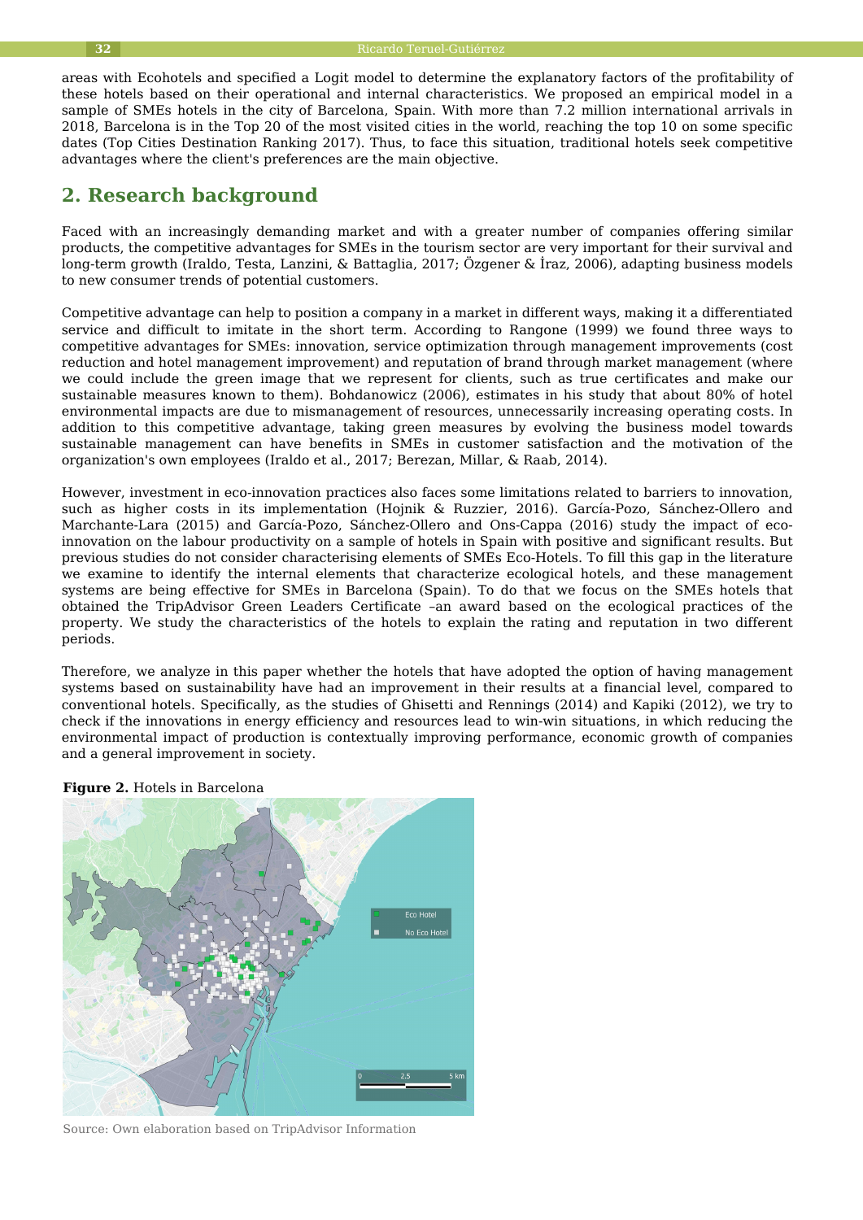areas with Ecohotels and specified a Logit model to determine the explanatory factors of the profitability of these hotels based on their operational and internal characteristics. We proposed an empirical model in a sample of SMEs hotels in the city of Barcelona, Spain. With more than 7.2 million international arrivals in 2018, Barcelona is in the Top 20 of the most visited cities in the world, reaching the top 10 on some specific dates (Top Cities Destination Ranking 2017). Thus, to face this situation, traditional hotels seek competitive advantages where the client's preferences are the main objective.

## 2. Research background

Faced with an increasingly demanding market and with a greater number of companies offering similar products, the competitive advantages for SMEs in the tourism sector are very important for their survival and long-term growth (Iraldo, Testa, Lanzini, & Battaglia, 2017; Özgener & İraz, 2006), adapting business models to new consumer trends of potential customers.

Competitive advantage can help to position a company in a market in different ways, making it a differentiated service and difficult to imitate in the short term. According to Rangone (1999) we found three ways to competitive advantages for SMEs: innovation, service optimization through management improvements (cost reduction and hotel management improvement) and reputation of brand through market management (where we could include the green image that we represent for clients, such as true certificates and make our sustainable measures known to them). Bohdanowicz (2006), estimates in his study that about 80% of hotel environmental impacts are due to mismanagement of resources, unnecessarily increasing operating costs. In addition to this competitive advantage, taking green measures by evolving the business model towards sustainable management can have benefits in SMEs in customer satisfaction and the motivation of the organization's own employees (Iraldo et al., 2017; Berezan, Millar, & Raab, 2014).

However, investment in eco-innovation practices also faces some limitations related to barriers to innovation, such as higher costs in its implementation (Hojnik & Ruzzier, 2016). García-Pozo, Sánchez-Ollero and Marchante-Lara (2015) and García-Pozo, Sánchez-Ollero and Ons-Cappa (2016) study the impact of eco-innovation on the labour productivity on a sample of hotels in Spain with positive and significant results. But previous studies do not consider characterising elements of SMEs Eco-Hotels. To fill this gap in the literature we examine to identify the internal elements that characterize ecological hotels, and these management systems are being effective for SMEs in Barcelona (Spain). To do that we focus on the SMEs hotels that obtained the TripAdvisor Green Leaders Certificate –an award based on the ecological practices of the property. We study the characteristics of the hotels to explain the rating and reputation in two different periods.

Therefore, we analyze in this paper whether the hotels that have adopted the option of having management systems based on sustainability have had an improvement in their results at a financial level, compared to conventional hotels. Specifically, as the studies of Ghisetti and Rennings (2014) and Kapiki (2012), we try to check if the innovations in energy efficiency and resources lead to win-win situations, in which reducing the environmental impact of production is contextually improving performance, economic growth of companies and a general improvement in society.

**Figure 2.** Hotels in Barcelona

Source: Own elaboration based on TripAdvisor Information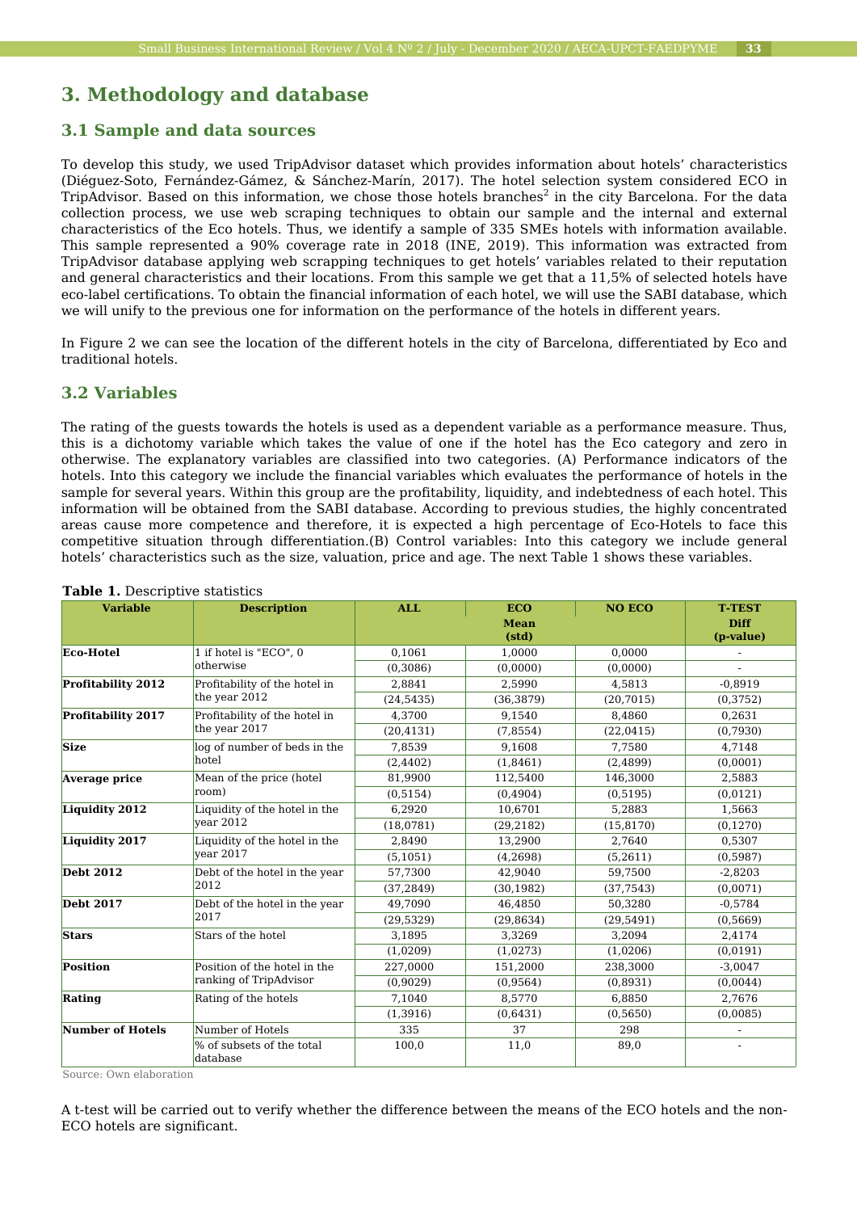## 3. Methodology and database

### 3.1 Sample and data sources

To develop this study, we used TripAdvisor dataset which provides information about hotels' characteristics (Diéguez-Soto, Fernández-Gámez, & Sánchez-Marín, 2017). The hotel selection system considered ECO in TripAdvisor. Based on this information, we chose those hotels branches[2] in the city Barcelona. For the data collection process, we use web scraping techniques to obtain our sample and the internal and external characteristics of the Eco hotels. Thus, we identify a sample of 335 SMEs hotels with information available. This sample represented a 90% coverage rate in 2018 (INE, 2019). This information was extracted from TripAdvisor database applying web scrapping techniques to get hotels' variables related to their reputation and general characteristics and their locations. From this sample we get that a 11,5% of selected hotels have eco-label certifications. To obtain the financial information of each hotel, we will use the SABI database, which we will unify to the previous one for information on the performance of the hotels in different years.

In Figure 2 we can see the location of the different hotels in the city of Barcelona, differentiated by Eco and traditional hotels.

### 3.2 Variables

The rating of the guests towards the hotels is used as a dependent variable as a performance measure. Thus, this is a dichotomy variable which takes the value of one if the hotel has the Eco category and zero in otherwise. The explanatory variables are classified into two categories. (A) Performance indicators of the hotels. Into this category we include the financial variables which evaluates the performance of hotels in the sample for several years. Within this group are the profitability, liquidity, and indebtedness of each hotel. This information will be obtained from the SABI database. According to previous studies, the highly concentrated areas cause more competence and therefore, it is expected a high percentage of Eco-Hotels to face this competitive situation through differentiation.(B) Control variables: Into this category we include general hotels' characteristics such as the size, valuation, price and age. The next Table 1 shows these variables.

**Table 1.** Descriptive statistics

| Variable | Description | ALL | ECO | NO ECO | T-TEST |
|---|---|---|---|---|---|
| | | | Mean (std) | | Diff (p-value) |
| **Eco-Hotel** | 1 if hotel is "ECO", 0 otherwise | 0,1061 | 1,0000 | 0,0000 | - |
| | | (0,3086) | (0,0000) | (0,0000) | - |
| **Profitability 2012** | Profitability of the hotel in the year 2012 | 2,8841 | 2,5990 | 4,5813 | -0,8919 |
| | | (24,5435) | (36,3879) | (20,7015) | (0,3752) |
| **Profitability 2017** | Profitability of the hotel in the year 2017 | 4,3700 | 9,1540 | 8,4860 | 0,2631 |
| | | (20,4131) | (7,8554) | (22,0415) | (0,7930) |
| **Size** | log of number of beds in the hotel | 7,8539 | 9,1608 | 7,7580 | 4,7148 |
| | | (2,4402) | (1,8461) | (2,4899) | (0,0001) |
| **Average price** | Mean of the price (hotel room) | 81,9900 | 112,5400 | 146,3000 | 2,5883 |
| | | (0,5154) | (0,4904) | (0,5195) | (0,0121) |
| **Liquidity 2012** | Liquidity of the hotel in the year 2012 | 6,2920 | 10,6701 | 5,2883 | 1,5663 |
| | | (18,0781) | (29,2182) | (15,8170) | (0,1270) |
| **Liquidity 2017** | Liquidity of the hotel in the year 2017 | 2,8490 | 13,2900 | 2,7640 | 0,5307 |
| | | (5,1051) | (4,2698) | (5,2611) | (0,5987) |
| **Debt 2012** | Debt of the hotel in the year 2012 | 57,7300 | 42,9040 | 59,7500 | -2,8203 |
| | | (37,2849) | (30,1982) | (37,7543) | (0,0071) |
| **Debt 2017** | Debt of the hotel in the year 2017 | 49,7090 | 46,4850 | 50,3280 | -0,5784 |
| | | (29,5329) | (29,8634) | (29,5491) | (0,5669) |
| **Stars** | Stars of the hotel | 3,1895 | 3,3269 | 3,2094 | 2,4174 |
| | | (1,0209) | (1,0273) | (1,0206) | (0,0191) |
| **Position** | Position of the hotel in the ranking of TripAdvisor | 227,0000 | 151,2000 | 238,3000 | -3,0047 |
| | | (0,9029) | (0,9564) | (0,8931) | (0,0044) |
| **Rating** | Rating of the hotels | 7,1040 | 8,5770 | 6,8850 | 2,7676 |
| | | (1,3916) | (0,6431) | (0,5650) | (0,0085) |
| **Number of Hotels** | Number of Hotels | 335 | 37 | 298 | - |
| | % of subsets of the total database | 100,0 | 11,0 | 89,0 | - |

Source: Own elaboration

A t-test will be carried out to verify whether the difference between the means of the ECO hotels and the non-ECO hotels are significant.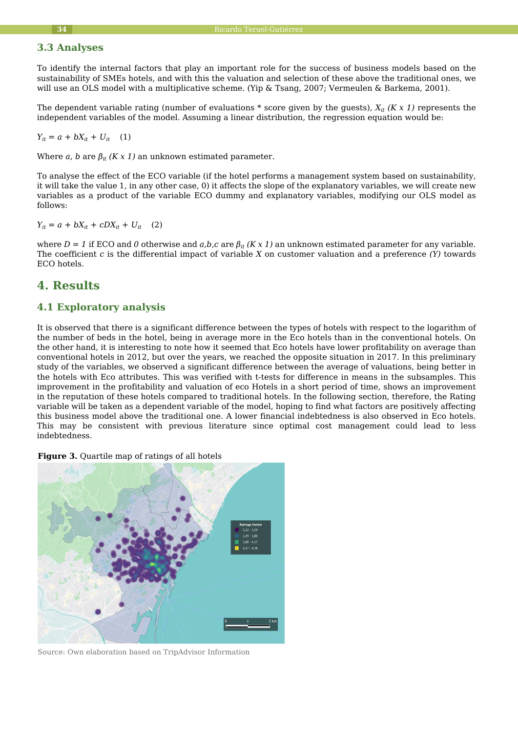### 3.3 Analyses

To identify the internal factors that play an important role for the success of business models based on the sustainability of SMEs hotels, and with this the valuation and selection of these above the traditional ones, we will use an OLS model with a multiplicative scheme. (Yip & Tsang, 2007; Vermeulen & Barkema, 2001).

The dependent variable rating (number of evaluations * score given by the guests), $X_{it}$ *(K x 1)* represents the independent variables of the model. Assuming a linear distribution, the regression equation would be:

$$Y_{it} = a + bX_{it} + U_{it} \quad (1)$$

Where *a, b* are $\beta_{it}$ *(K x 1)* an unknown estimated parameter.

To analyse the effect of the ECO variable (if the hotel performs a management system based on sustainability, it will take the value 1, in any other case, 0) it affects the slope of the explanatory variables, we will create new variables as a product of the variable ECO dummy and explanatory variables, modifying our OLS model as follows:

$$Y_{it} = a + bX_{it} + cDX_{it} + U_{it} \quad (2)$$

where $D = 1$ if ECO and $0$ otherwise and *a,b,c* are $\beta_{it}$ *(K x 1)* an unknown estimated parameter for any variable. The coefficient *c* is the differential impact of variable *X* on customer valuation and a preference *(Y)* towards ECO hotels.

## 4. Results

### 4.1 Exploratory analysis

It is observed that there is a significant difference between the types of hotels with respect to the logarithm of the number of beds in the hotel, being in average more in the Eco hotels than in the conventional hotels. On the other hand, it is interesting to note how it seemed that Eco hotels have lower profitability on average than conventional hotels in 2012, but over the years, we reached the opposite situation in 2017. In this preliminary study of the variables, we observed a significant difference between the average of valuations, being better in the hotels with Eco attributes. This was verified with t-tests for difference in means in the subsamples. This improvement in the profitability and valuation of eco Hotels in a short period of time, shows an improvement in the reputation of these hotels compared to traditional hotels. In the following section, therefore, the Rating variable will be taken as a dependent variable of the model, hoping to find what factors are positively affecting this business model above the traditional one. A lower financial indebtedness is also observed in Eco hotels. This may be consistent with previous literature since optimal cost management could lead to less indebtedness.

**Figure 3.** Quartile map of ratings of all hotels

Source: Own elaboration based on TripAdvisor Information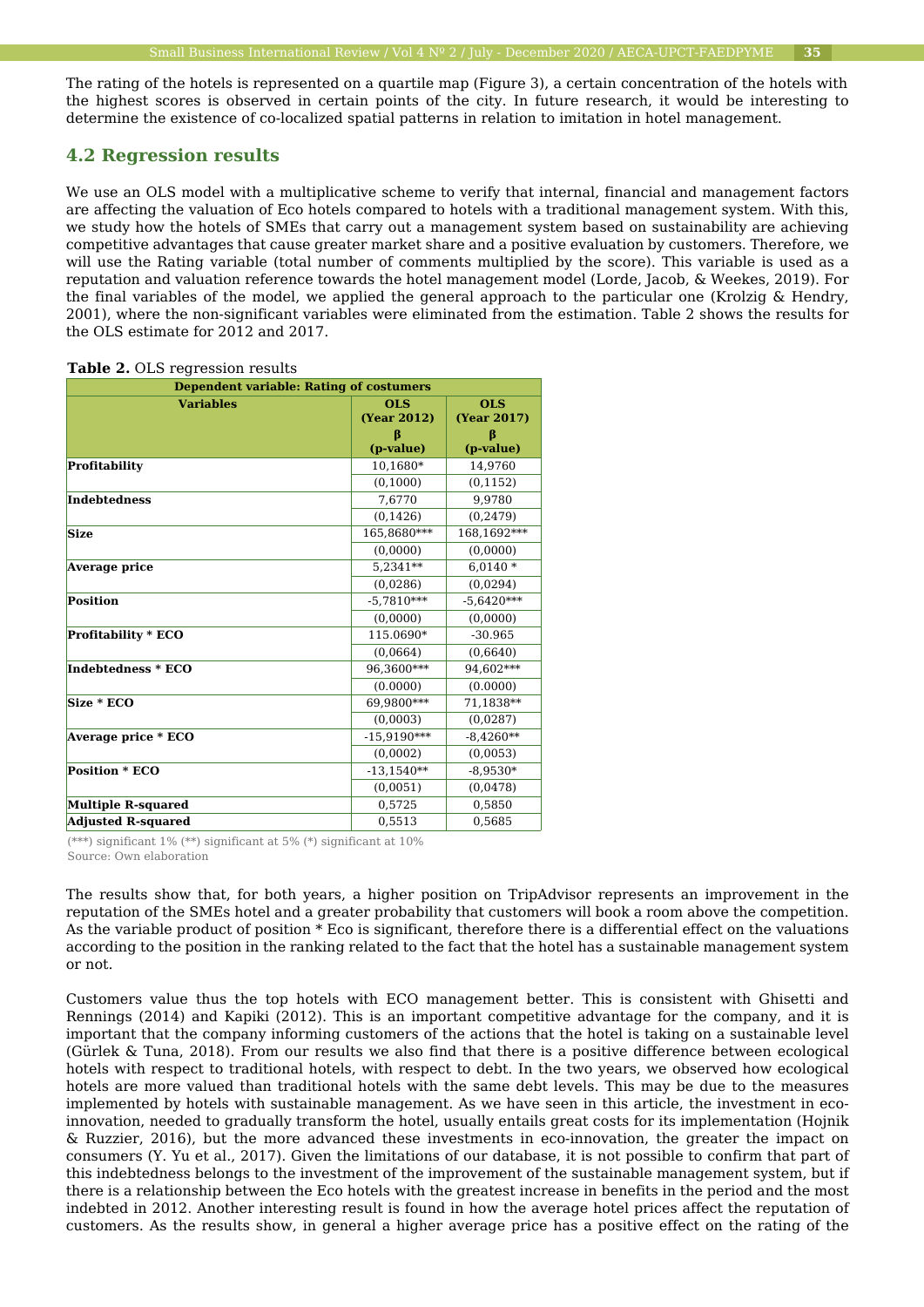The rating of the hotels is represented on a quartile map (Figure 3), a certain concentration of the hotels with the highest scores is observed in certain points of the city. In future research, it would be interesting to determine the existence of co-localized spatial patterns in relation to imitation in hotel management.

## 4.2 Regression results

We use an OLS model with a multiplicative scheme to verify that internal, financial and management factors are affecting the valuation of Eco hotels compared to hotels with a traditional management system. With this, we study how the hotels of SMEs that carry out a management system based on sustainability are achieving competitive advantages that cause greater market share and a positive evaluation by customers. Therefore, we will use the Rating variable (total number of comments multiplied by the score). This variable is used as a reputation and valuation reference towards the hotel management model (Lorde, Jacob, & Weekes, 2019). For the final variables of the model, we applied the general approach to the particular one (Krolzig & Hendry, 2001), where the non-significant variables were eliminated from the estimation. Table 2 shows the results for the OLS estimate for 2012 and 2017.

**Table 2.** OLS regression results

| Dependent variable: Rating of costumers | | |
|---|---|---|
| **Variables** | **OLS (Year 2012) β (p-value)** | **OLS (Year 2017) β (p-value)** |
| **Profitability** | 10,1680* | 14,9760 |
| | (0,1000) | (0,1152) |
| **Indebtedness** | 7,6770 | 9,9780 |
| | (0,1426) | (0,2479) |
| **Size** | 165,8680*** | 168,1692*** |
| | (0,0000) | (0,0000) |
| **Average price** | 5,2341** | 6,0140 * |
| | (0,0286) | (0,0294) |
| **Position** | -5,7810*** | -5,6420*** |
| | (0,0000) | (0,0000) |
| **Profitability * ECO** | 115.0690* | -30.965 |
| | (0,0664) | (0,6640) |
| **Indebtedness * ECO** | 96,3600*** | 94,602*** |
| | (0.0000) | (0.0000) |
| **Size * ECO** | 69,9800*** | 71,1838** |
| | (0,0003) | (0,0287) |
| **Average price * ECO** | -15,9190*** | -8,4260** |
| | (0,0002) | (0,0053) |
| **Position * ECO** | -13,1540** | -8,9530* |
| | (0,0051) | (0,0478) |
| **Multiple R-squared** | 0,5725 | 0,5850 |
| **Adjusted R-squared** | 0,5513 | 0,5685 |

(***) significant 1% (**) significant at 5% (*) significant at 10%
Source: Own elaboration

The results show that, for both years, a higher position on TripAdvisor represents an improvement in the reputation of the SMEs hotel and a greater probability that customers will book a room above the competition. As the variable product of position * Eco is significant, therefore there is a differential effect on the valuations according to the position in the ranking related to the fact that the hotel has a sustainable management system or not.

Customers value thus the top hotels with ECO management better. This is consistent with Ghisetti and Rennings (2014) and Kapiki (2012). This is an important competitive advantage for the company, and it is important that the company informing customers of the actions that the hotel is taking on a sustainable level (Gürlek & Tuna, 2018). From our results we also find that there is a positive difference between ecological hotels with respect to traditional hotels, with respect to debt. In the two years, we observed how ecological hotels are more valued than traditional hotels with the same debt levels. This may be due to the measures implemented by hotels with sustainable management. As we have seen in this article, the investment in eco-innovation, needed to gradually transform the hotel, usually entails great costs for its implementation (Hojnik & Ruzzier, 2016), but the more advanced these investments in eco-innovation, the greater the impact on consumers (Y. Yu et al., 2017). Given the limitations of our database, it is not possible to confirm that part of this indebtedness belongs to the investment of the improvement of the sustainable management system, but if there is a relationship between the Eco hotels with the greatest increase in benefits in the period and the most indebted in 2012. Another interesting result is found in how the average hotel prices affect the reputation of customers. As the results show, in general a higher average price has a positive effect on the rating of the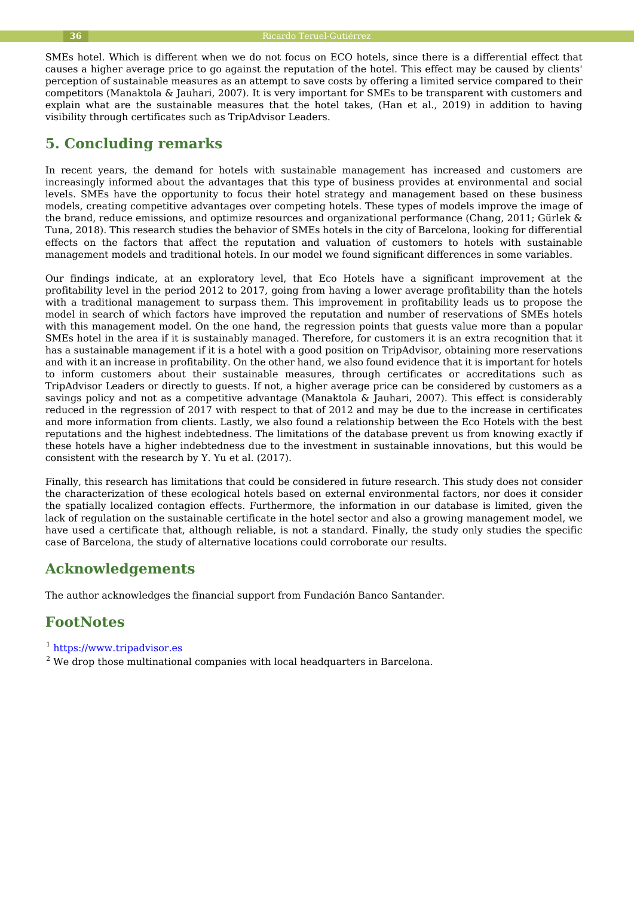SMEs hotel. Which is different when we do not focus on ECO hotels, since there is a differential effect that causes a higher average price to go against the reputation of the hotel. This effect may be caused by clients' perception of sustainable measures as an attempt to save costs by offering a limited service compared to their competitors (Manaktola & Jauhari, 2007). It is very important for SMEs to be transparent with customers and explain what are the sustainable measures that the hotel takes, (Han et al., 2019) in addition to having visibility through certificates such as TripAdvisor Leaders.

## 5. Concluding remarks

In recent years, the demand for hotels with sustainable management has increased and customers are increasingly informed about the advantages that this type of business provides at environmental and social levels. SMEs have the opportunity to focus their hotel strategy and management based on these business models, creating competitive advantages over competing hotels. These types of models improve the image of the brand, reduce emissions, and optimize resources and organizational performance (Chang, 2011; Gürlek & Tuna, 2018). This research studies the behavior of SMEs hotels in the city of Barcelona, looking for differential effects on the factors that affect the reputation and valuation of customers to hotels with sustainable management models and traditional hotels. In our model we found significant differences in some variables.

Our findings indicate, at an exploratory level, that Eco Hotels have a significant improvement at the profitability level in the period 2012 to 2017, going from having a lower average profitability than the hotels with a traditional management to surpass them. This improvement in profitability leads us to propose the model in search of which factors have improved the reputation and number of reservations of SMEs hotels with this management model. On the one hand, the regression points that guests value more than a popular SMEs hotel in the area if it is sustainably managed. Therefore, for customers it is an extra recognition that it has a sustainable management if it is a hotel with a good position on TripAdvisor, obtaining more reservations and with it an increase in profitability. On the other hand, we also found evidence that it is important for hotels to inform customers about their sustainable measures, through certificates or accreditations such as TripAdvisor Leaders or directly to guests. If not, a higher average price can be considered by customers as a savings policy and not as a competitive advantage (Manaktola & Jauhari, 2007). This effect is considerably reduced in the regression of 2017 with respect to that of 2012 and may be due to the increase in certificates and more information from clients. Lastly, we also found a relationship between the Eco Hotels with the best reputations and the highest indebtedness. The limitations of the database prevent us from knowing exactly if these hotels have a higher indebtedness due to the investment in sustainable innovations, but this would be consistent with the research by Y. Yu et al. (2017).

Finally, this research has limitations that could be considered in future research. This study does not consider the characterization of these ecological hotels based on external environmental factors, nor does it consider the spatially localized contagion effects. Furthermore, the information in our database is limited, given the lack of regulation on the sustainable certificate in the hotel sector and also a growing management model, we have used a certificate that, although reliable, is not a standard. Finally, the study only studies the specific case of Barcelona, the study of alternative locations could corroborate our results.

## Acknowledgements

The author acknowledges the financial support from Fundación Banco Santander.

## FootNotes

[1] https://www.tripadvisor.es

[2] We drop those multinational companies with local headquarters in Barcelona.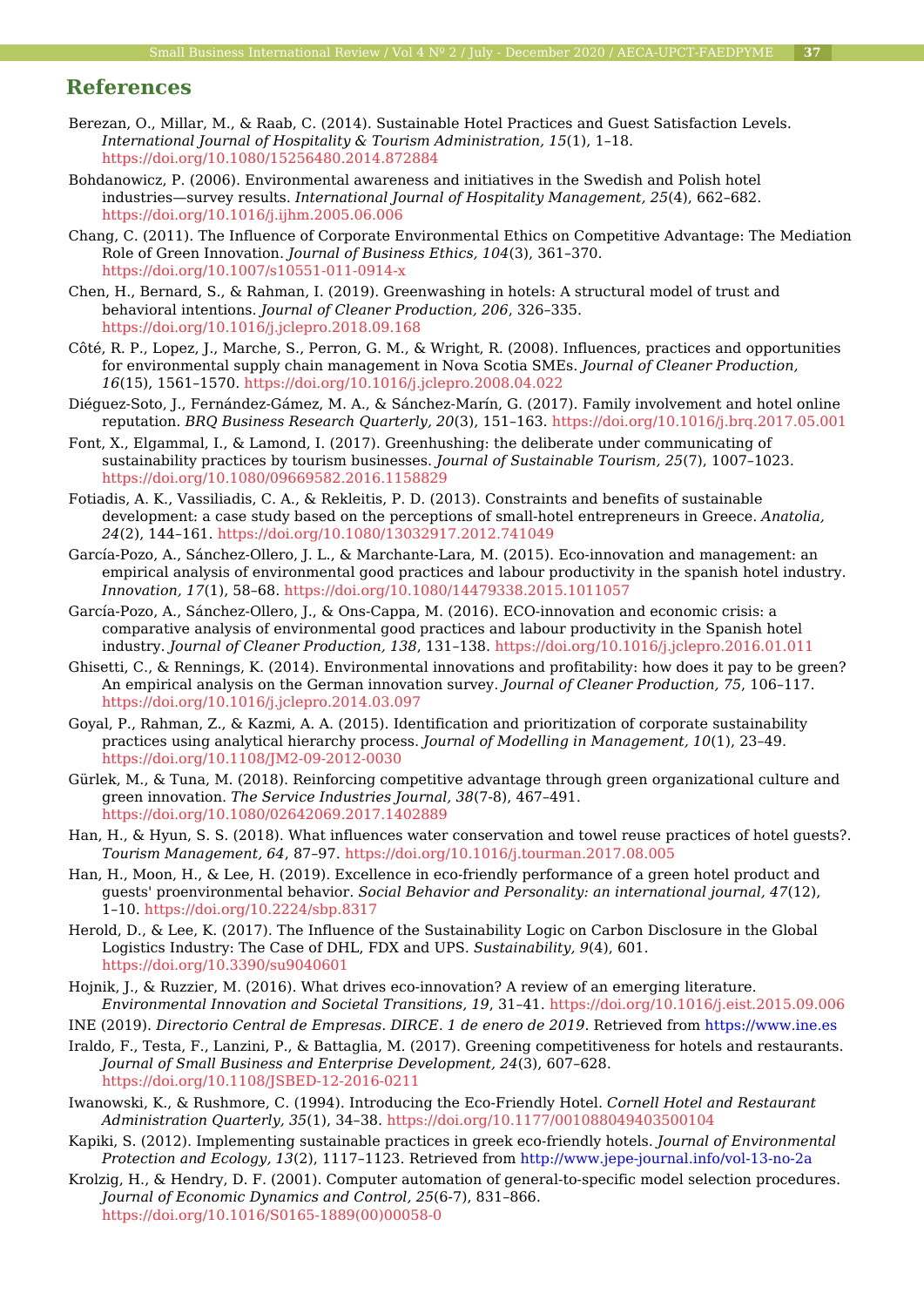## References

Berezan, O., Millar, M., & Raab, C. (2014). Sustainable Hotel Practices and Guest Satisfaction Levels. *International Journal of Hospitality & Tourism Administration, 15*(1), 1–18. https://doi.org/10.1080/15256480.2014.872884

Bohdanowicz, P. (2006). Environmental awareness and initiatives in the Swedish and Polish hotel industries—survey results. *International Journal of Hospitality Management, 25*(4), 662–682. https://doi.org/10.1016/j.ijhm.2005.06.006

Chang, C. (2011). The Influence of Corporate Environmental Ethics on Competitive Advantage: The Mediation Role of Green Innovation. *Journal of Business Ethics, 104*(3), 361–370. https://doi.org/10.1007/s10551-011-0914-x

Chen, H., Bernard, S., & Rahman, I. (2019). Greenwashing in hotels: A structural model of trust and behavioral intentions. *Journal of Cleaner Production, 206*, 326–335. https://doi.org/10.1016/j.jclepro.2018.09.168

Côté, R. P., Lopez, J., Marche, S., Perron, G. M., & Wright, R. (2008). Influences, practices and opportunities for environmental supply chain management in Nova Scotia SMEs. *Journal of Cleaner Production, 16*(15), 1561–1570. https://doi.org/10.1016/j.jclepro.2008.04.022

Diéguez-Soto, J., Fernández-Gámez, M. A., & Sánchez-Marín, G. (2017). Family involvement and hotel online reputation. *BRQ Business Research Quarterly, 20*(3), 151–163. https://doi.org/10.1016/j.brq.2017.05.001

Font, X., Elgammal, I., & Lamond, I. (2017). Greenhushing: the deliberate under communicating of sustainability practices by tourism businesses. *Journal of Sustainable Tourism, 25*(7), 1007–1023. https://doi.org/10.1080/09669582.2016.1158829

Fotiadis, A. K., Vassiliadis, C. A., & Rekleitis, P. D. (2013). Constraints and benefits of sustainable development: a case study based on the perceptions of small-hotel entrepreneurs in Greece. *Anatolia, 24*(2), 144–161. https://doi.org/10.1080/13032917.2012.741049

García-Pozo, A., Sánchez-Ollero, J. L., & Marchante-Lara, M. (2015). Eco-innovation and management: an empirical analysis of environmental good practices and labour productivity in the spanish hotel industry. *Innovation, 17*(1), 58–68. https://doi.org/10.1080/14479338.2015.1011057

García-Pozo, A., Sánchez-Ollero, J., & Ons-Cappa, M. (2016). ECO-innovation and economic crisis: a comparative analysis of environmental good practices and labour productivity in the Spanish hotel industry. *Journal of Cleaner Production, 138*, 131–138. https://doi.org/10.1016/j.jclepro.2016.01.011

Ghisetti, C., & Rennings, K. (2014). Environmental innovations and profitability: how does it pay to be green? An empirical analysis on the German innovation survey. *Journal of Cleaner Production, 75*, 106–117. https://doi.org/10.1016/j.jclepro.2014.03.097

Goyal, P., Rahman, Z., & Kazmi, A. A. (2015). Identification and prioritization of corporate sustainability practices using analytical hierarchy process. *Journal of Modelling in Management, 10*(1), 23–49. https://doi.org/10.1108/JM2-09-2012-0030

Gürlek, M., & Tuna, M. (2018). Reinforcing competitive advantage through green organizational culture and green innovation. *The Service Industries Journal, 38*(7-8), 467–491. https://doi.org/10.1080/02642069.2017.1402889

Han, H., & Hyun, S. S. (2018). What influences water conservation and towel reuse practices of hotel guests?. *Tourism Management, 64*, 87–97. https://doi.org/10.1016/j.tourman.2017.08.005

Han, H., Moon, H., & Lee, H. (2019). Excellence in eco-friendly performance of a green hotel product and guests' proenvironmental behavior. *Social Behavior and Personality: an international journal, 47*(12), 1–10. https://doi.org/10.2224/sbp.8317

Herold, D., & Lee, K. (2017). The Influence of the Sustainability Logic on Carbon Disclosure in the Global Logistics Industry: The Case of DHL, FDX and UPS. *Sustainability, 9*(4), 601. https://doi.org/10.3390/su9040601

Hojnik, J., & Ruzzier, M. (2016). What drives eco-innovation? A review of an emerging literature. *Environmental Innovation and Societal Transitions, 19*, 31–41. https://doi.org/10.1016/j.eist.2015.09.006

INE (2019). *Directorio Central de Empresas. DIRCE. 1 de enero de 2019*. Retrieved from https://www.ine.es

Iraldo, F., Testa, F., Lanzini, P., & Battaglia, M. (2017). Greening competitiveness for hotels and restaurants. *Journal of Small Business and Enterprise Development, 24*(3), 607–628. https://doi.org/10.1108/JSBED-12-2016-0211

Iwanowski, K., & Rushmore, C. (1994). Introducing the Eco-Friendly Hotel. *Cornell Hotel and Restaurant Administration Quarterly, 35*(1), 34–38. https://doi.org/10.1177/001088049403500104

Kapiki, S. (2012). Implementing sustainable practices in greek eco-friendly hotels. *Journal of Environmental Protection and Ecology, 13*(2), 1117–1123. Retrieved from http://www.jepe-journal.info/vol-13-no-2a

Krolzig, H., & Hendry, D. F. (2001). Computer automation of general-to-specific model selection procedures. *Journal of Economic Dynamics and Control, 25*(6-7), 831–866. https://doi.org/10.1016/S0165-1889(00)00058-0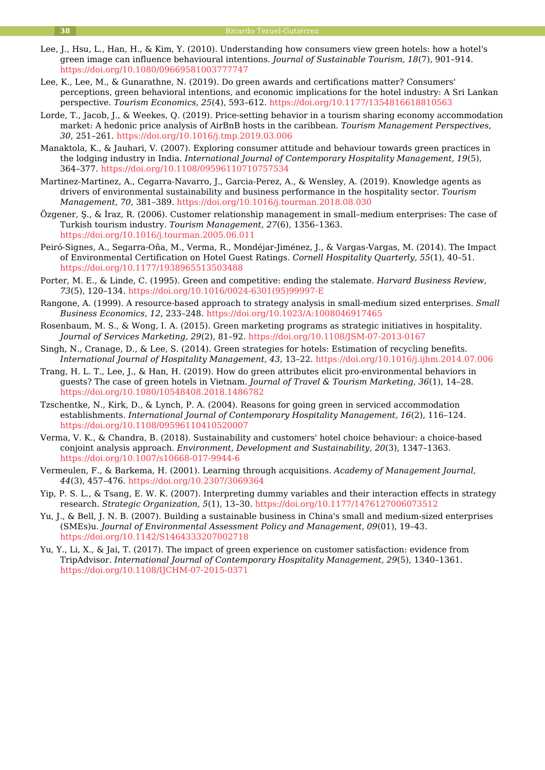Lee, J., Hsu, L., Han, H., & Kim, Y. (2010). Understanding how consumers view green hotels: how a hotel's green image can influence behavioural intentions. *Journal of Sustainable Tourism, 18*(7), 901–914. https://doi.org/10.1080/09669581003777747

Lee, K., Lee, M., & Gunarathne, N. (2019). Do green awards and certifications matter? Consumers' perceptions, green behavioral intentions, and economic implications for the hotel industry: A Sri Lankan perspective. *Tourism Economics, 25*(4), 593–612. https://doi.org/10.1177/1354816618810563

Lorde, T., Jacob, J., & Weekes, Q. (2019). Price-setting behavior in a tourism sharing economy accommodation market: A hedonic price analysis of AirBnB hosts in the caribbean. *Tourism Management Perspectives, 30*, 251–261. https://doi.org/10.1016/j.tmp.2019.03.006

Manaktola, K., & Jauhari, V. (2007). Exploring consumer attitude and behaviour towards green practices in the lodging industry in India. *International Journal of Contemporary Hospitality Management, 19*(5), 364–377. https://doi.org/10.1108/09596110710757534

Martinez-Martinez, A., Cegarra-Navarro, J., Garcia-Perez, A., & Wensley, A. (2019). Knowledge agents as drivers of environmental sustainability and business performance in the hospitality sector. *Tourism Management, 70*, 381–389. https://doi.org/10.1016/j.tourman.2018.08.030

Özgener, Ş., & İraz, R. (2006). Customer relationship management in small–medium enterprises: The case of Turkish tourism industry. *Tourism Management, 27*(6), 1356–1363. https://doi.org/10.1016/j.tourman.2005.06.011

Peiró-Signes, A., Segarra-Oña, M., Verma, R., Mondéjar-Jiménez, J., & Vargas-Vargas, M. (2014). The Impact of Environmental Certification on Hotel Guest Ratings. *Cornell Hospitality Quarterly, 55*(1), 40–51. https://doi.org/10.1177/1938965513503488

Porter, M. E., & Linde, C. (1995). Green and competitive: ending the stalemate. *Harvard Business Review, 73*(5), 120–134. https://doi.org/10.1016/0024-6301(95)99997-E

Rangone, A. (1999). A resource-based approach to strategy analysis in small-medium sized enterprises. *Small Business Economics, 12*, 233–248. https://doi.org/10.1023/A:1008046917465

Rosenbaum, M. S., & Wong, I. A. (2015). Green marketing programs as strategic initiatives in hospitality. *Journal of Services Marketing, 29*(2), 81–92. https://doi.org/10.1108/JSM-07-2013-0167

Singh, N., Cranage, D., & Lee, S. (2014). Green strategies for hotels: Estimation of recycling benefits. *International Journal of Hospitality Management, 43*, 13–22. https://doi.org/10.1016/j.ijhm.2014.07.006

Trang, H. L. T., Lee, J., & Han, H. (2019). How do green attributes elicit pro-environmental behaviors in guests? The case of green hotels in Vietnam. *Journal of Travel & Tourism Marketing, 36*(1), 14–28. https://doi.org/10.1080/10548408.2018.1486782

Tzschentke, N., Kirk, D., & Lynch, P. A. (2004). Reasons for going green in serviced accommodation establishments. *International Journal of Contemporary Hospitality Management, 16*(2), 116–124. https://doi.org/10.1108/09596110410520007

Verma, V. K., & Chandra, B. (2018). Sustainability and customers' hotel choice behaviour: a choice-based conjoint analysis approach. *Environment, Development and Sustainability, 20*(3), 1347–1363. https://doi.org/10.1007/s10668-017-9944-6

Vermeulen, F., & Barkema, H. (2001). Learning through acquisitions. *Academy of Management Journal, 44*(3), 457–476. https://doi.org/10.2307/3069364

Yip, P. S. L., & Tsang, E. W. K. (2007). Interpreting dummy variables and their interaction effects in strategy research. *Strategic Organization, 5*(1), 13–30. https://doi.org/10.1177/1476127006073512

Yu, J., & Bell, J. N. B. (2007). Building a sustainable business in China's small and medium-sized enterprises (SMEs)u. *Journal of Environmental Assessment Policy and Management, 09*(01), 19–43. https://doi.org/10.1142/S1464333207002718

Yu, Y., Li, X., & Jai, T. (2017). The impact of green experience on customer satisfaction: evidence from TripAdvisor. *International Journal of Contemporary Hospitality Management, 29*(5), 1340–1361. https://doi.org/10.1108/IJCHM-07-2015-0371